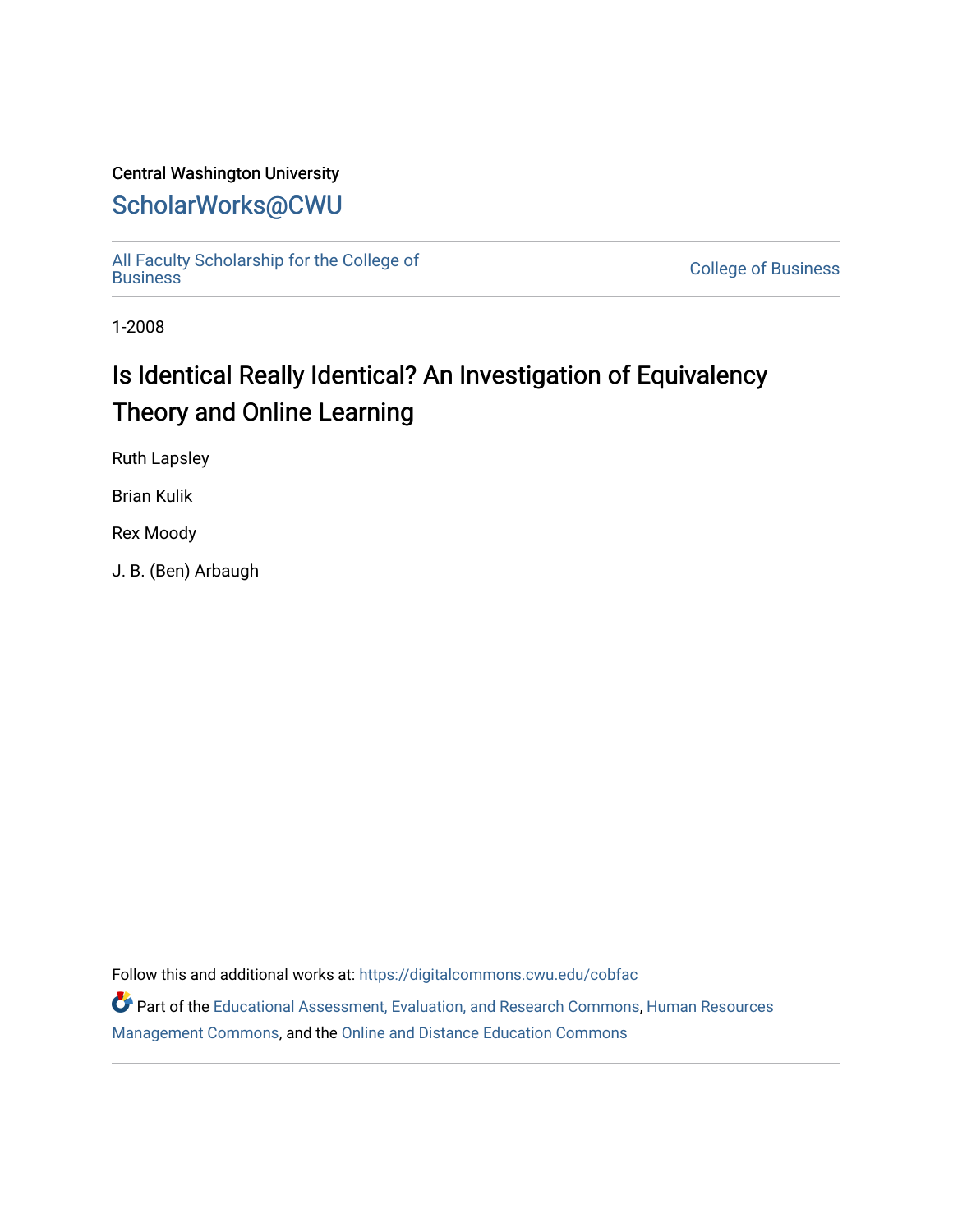Central Washington University

# ScholarWorks@CWU

All Faculty Scholarship for the College of Business

College of Business

1-2008

## Is Identical Really Identical? An Investigation of Equivalency Theory and Online Learning

Ruth Lapsley

Brian Kulik

Rex Moody

J. B. (Ben) Arbaugh

Follow this and additional works at: https://digitalcommons.cwu.edu/cobfac

Part of the Educational Assessment, Evaluation, and Research Commons, Human Resources Management Commons, and the Online and Distance Education Commons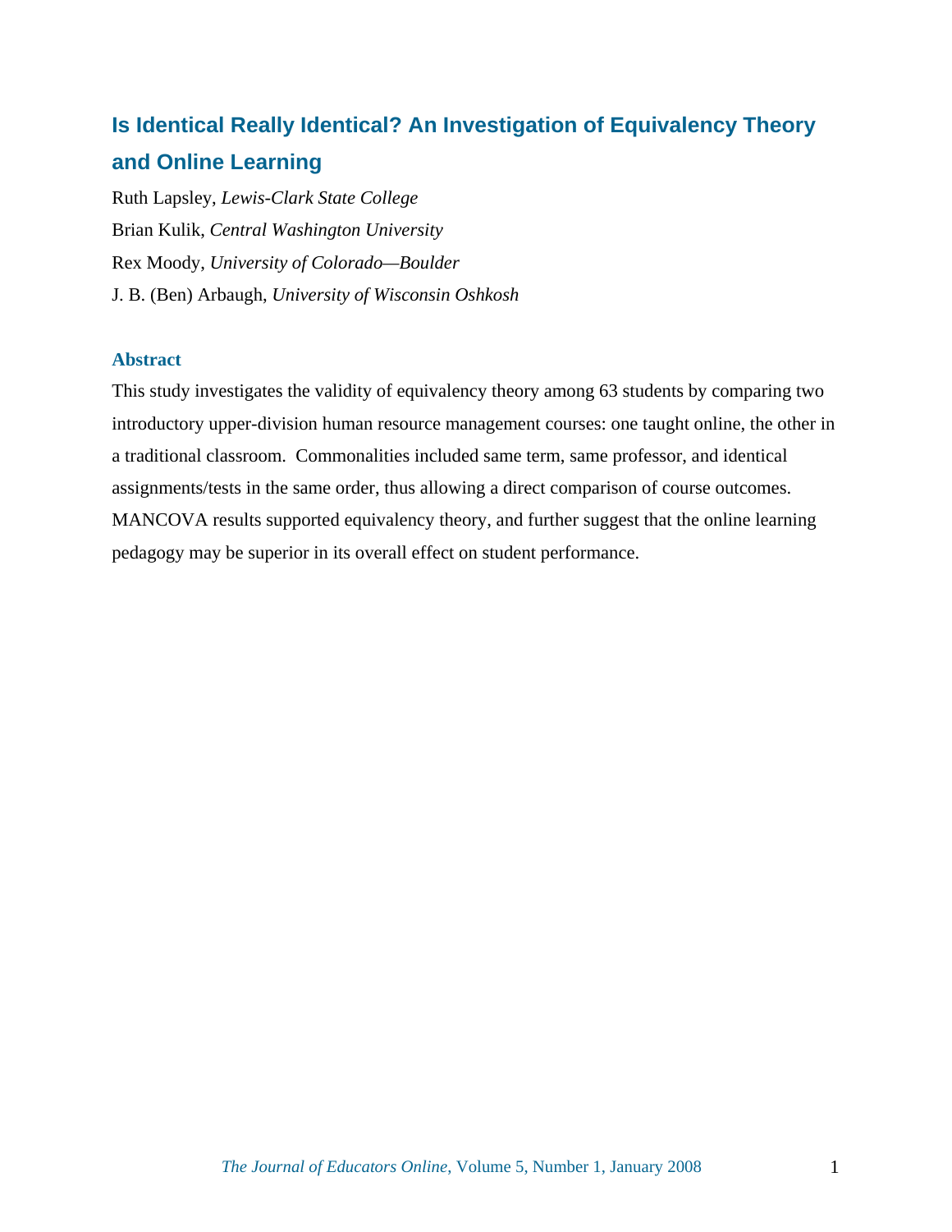# Is Identical Really Identical? An Investigation of Equivalency Theory and Online Learning

Ruth Lapsley, *Lewis-Clark State College*

Brian Kulik, *Central Washington University*

Rex Moody, *University of Colorado—Boulder*

J. B. (Ben) Arbaugh, *University of Wisconsin Oshkosh*

## Abstract

This study investigates the validity of equivalency theory among 63 students by comparing two introductory upper-division human resource management courses: one taught online, the other in a traditional classroom. Commonalities included same term, same professor, and identical assignments/tests in the same order, thus allowing a direct comparison of course outcomes. MANCOVA results supported equivalency theory, and further suggest that the online learning pedagogy may be superior in its overall effect on student performance.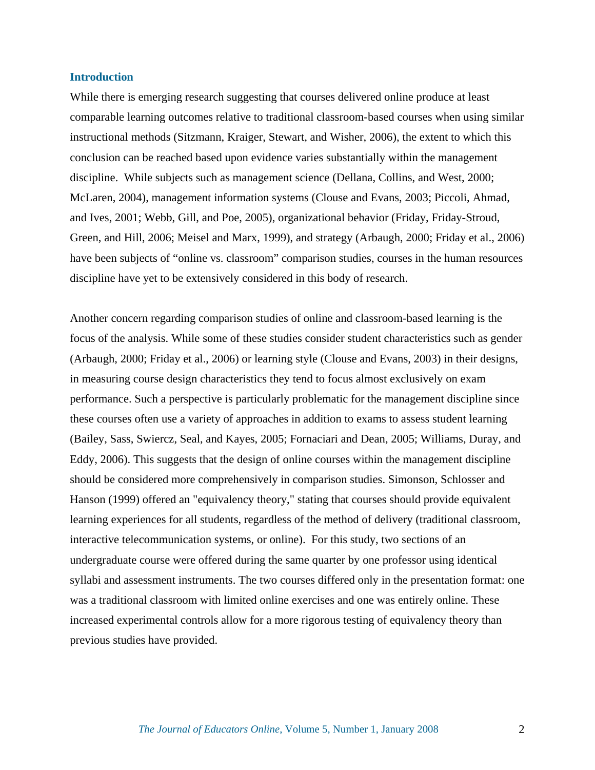## Introduction

While there is emerging research suggesting that courses delivered online produce at least comparable learning outcomes relative to traditional classroom-based courses when using similar instructional methods (Sitzmann, Kraiger, Stewart, and Wisher, 2006), the extent to which this conclusion can be reached based upon evidence varies substantially within the management discipline. While subjects such as management science (Dellana, Collins, and West, 2000; McLaren, 2004), management information systems (Clouse and Evans, 2003; Piccoli, Ahmad, and Ives, 2001; Webb, Gill, and Poe, 2005), organizational behavior (Friday, Friday-Stroud, Green, and Hill, 2006; Meisel and Marx, 1999), and strategy (Arbaugh, 2000; Friday et al., 2006) have been subjects of "online vs. classroom" comparison studies, courses in the human resources discipline have yet to be extensively considered in this body of research.

Another concern regarding comparison studies of online and classroom-based learning is the focus of the analysis. While some of these studies consider student characteristics such as gender (Arbaugh, 2000; Friday et al., 2006) or learning style (Clouse and Evans, 2003) in their designs, in measuring course design characteristics they tend to focus almost exclusively on exam performance. Such a perspective is particularly problematic for the management discipline since these courses often use a variety of approaches in addition to exams to assess student learning (Bailey, Sass, Swiercz, Seal, and Kayes, 2005; Fornaciari and Dean, 2005; Williams, Duray, and Eddy, 2006). This suggests that the design of online courses within the management discipline should be considered more comprehensively in comparison studies. Simonson, Schlosser and Hanson (1999) offered an "equivalency theory," stating that courses should provide equivalent learning experiences for all students, regardless of the method of delivery (traditional classroom, interactive telecommunication systems, or online). For this study, two sections of an undergraduate course were offered during the same quarter by one professor using identical syllabi and assessment instruments. The two courses differed only in the presentation format: one was a traditional classroom with limited online exercises and one was entirely online. These increased experimental controls allow for a more rigorous testing of equivalency theory than previous studies have provided.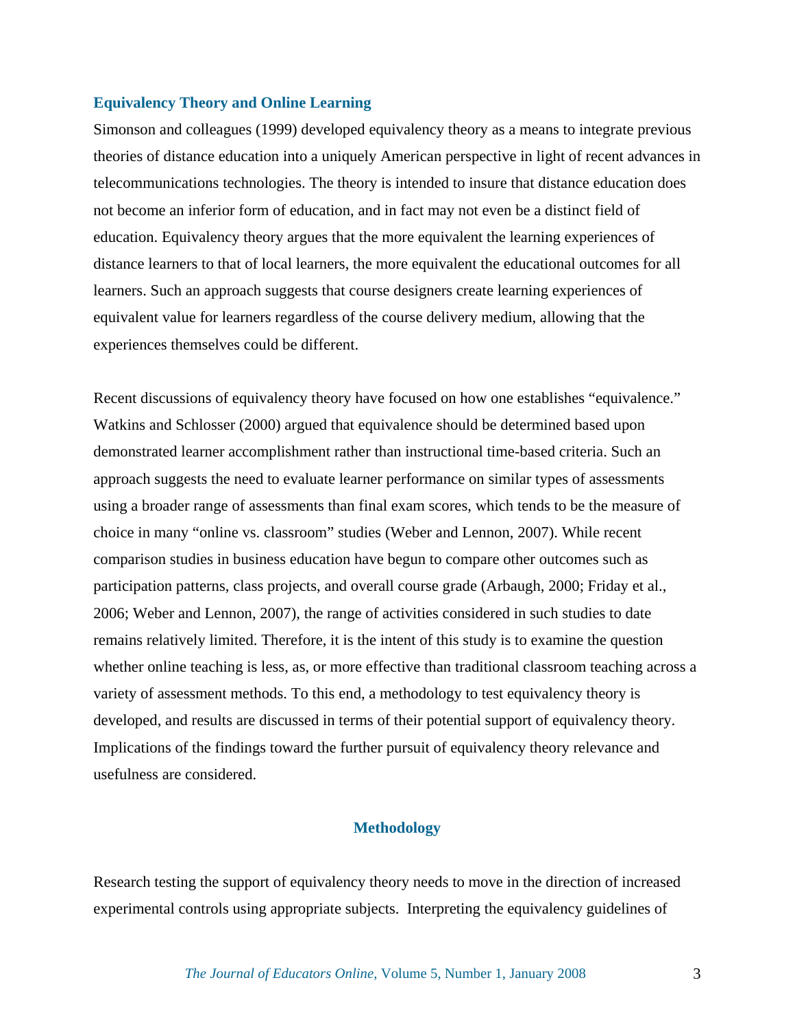## Equivalency Theory and Online Learning

Simonson and colleagues (1999) developed equivalency theory as a means to integrate previous theories of distance education into a uniquely American perspective in light of recent advances in telecommunications technologies. The theory is intended to insure that distance education does not become an inferior form of education, and in fact may not even be a distinct field of education. Equivalency theory argues that the more equivalent the learning experiences of distance learners to that of local learners, the more equivalent the educational outcomes for all learners. Such an approach suggests that course designers create learning experiences of equivalent value for learners regardless of the course delivery medium, allowing that the experiences themselves could be different.

Recent discussions of equivalency theory have focused on how one establishes "equivalence." Watkins and Schlosser (2000) argued that equivalence should be determined based upon demonstrated learner accomplishment rather than instructional time-based criteria. Such an approach suggests the need to evaluate learner performance on similar types of assessments using a broader range of assessments than final exam scores, which tends to be the measure of choice in many "online vs. classroom" studies (Weber and Lennon, 2007). While recent comparison studies in business education have begun to compare other outcomes such as participation patterns, class projects, and overall course grade (Arbaugh, 2000; Friday et al., 2006; Weber and Lennon, 2007), the range of activities considered in such studies to date remains relatively limited. Therefore, it is the intent of this study is to examine the question whether online teaching is less, as, or more effective than traditional classroom teaching across a variety of assessment methods. To this end, a methodology to test equivalency theory is developed, and results are discussed in terms of their potential support of equivalency theory. Implications of the findings toward the further pursuit of equivalency theory relevance and usefulness are considered.

## Methodology

Research testing the support of equivalency theory needs to move in the direction of increased experimental controls using appropriate subjects. Interpreting the equivalency guidelines of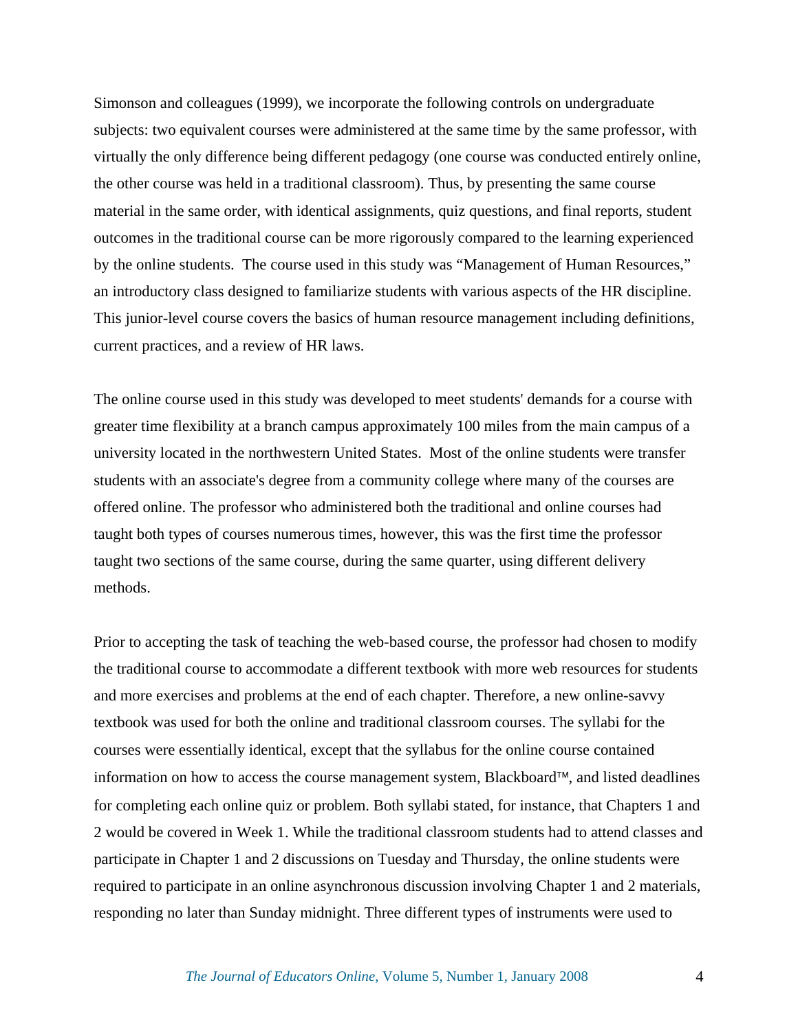Simonson and colleagues (1999), we incorporate the following controls on undergraduate subjects: two equivalent courses were administered at the same time by the same professor, with virtually the only difference being different pedagogy (one course was conducted entirely online, the other course was held in a traditional classroom). Thus, by presenting the same course material in the same order, with identical assignments, quiz questions, and final reports, student outcomes in the traditional course can be more rigorously compared to the learning experienced by the online students. The course used in this study was "Management of Human Resources," an introductory class designed to familiarize students with various aspects of the HR discipline. This junior-level course covers the basics of human resource management including definitions, current practices, and a review of HR laws.

The online course used in this study was developed to meet students' demands for a course with greater time flexibility at a branch campus approximately 100 miles from the main campus of a university located in the northwestern United States. Most of the online students were transfer students with an associate's degree from a community college where many of the courses are offered online. The professor who administered both the traditional and online courses had taught both types of courses numerous times, however, this was the first time the professor taught two sections of the same course, during the same quarter, using different delivery methods.

Prior to accepting the task of teaching the web-based course, the professor had chosen to modify the traditional course to accommodate a different textbook with more web resources for students and more exercises and problems at the end of each chapter. Therefore, a new online-savvy textbook was used for both the online and traditional classroom courses. The syllabi for the courses were essentially identical, except that the syllabus for the online course contained information on how to access the course management system, Blackboard™, and listed deadlines for completing each online quiz or problem. Both syllabi stated, for instance, that Chapters 1 and 2 would be covered in Week 1. While the traditional classroom students had to attend classes and participate in Chapter 1 and 2 discussions on Tuesday and Thursday, the online students were required to participate in an online asynchronous discussion involving Chapter 1 and 2 materials, responding no later than Sunday midnight. Three different types of instruments were used to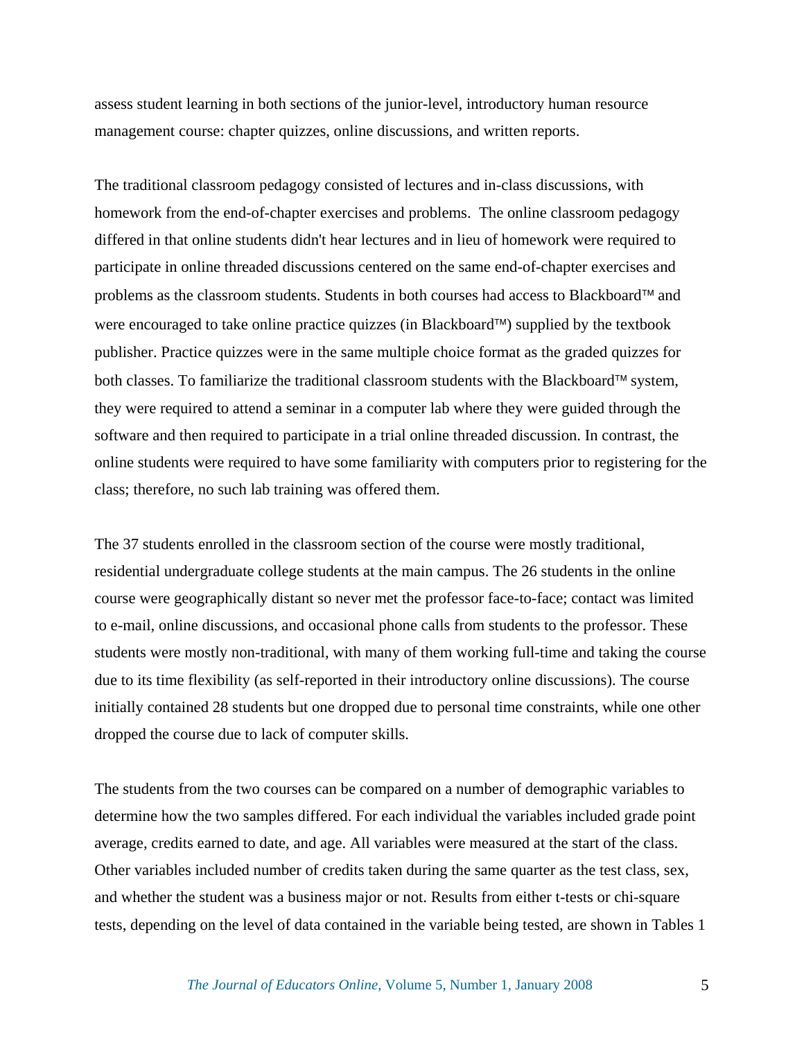assess student learning in both sections of the junior-level, introductory human resource management course: chapter quizzes, online discussions, and written reports.

The traditional classroom pedagogy consisted of lectures and in-class discussions, with homework from the end-of-chapter exercises and problems. The online classroom pedagogy differed in that online students didn't hear lectures and in lieu of homework were required to participate in online threaded discussions centered on the same end-of-chapter exercises and problems as the classroom students. Students in both courses had access to Blackboard™ and were encouraged to take online practice quizzes (in Blackboard™) supplied by the textbook publisher. Practice quizzes were in the same multiple choice format as the graded quizzes for both classes. To familiarize the traditional classroom students with the Blackboard™ system, they were required to attend a seminar in a computer lab where they were guided through the software and then required to participate in a trial online threaded discussion. In contrast, the online students were required to have some familiarity with computers prior to registering for the class; therefore, no such lab training was offered them.

The 37 students enrolled in the classroom section of the course were mostly traditional, residential undergraduate college students at the main campus. The 26 students in the online course were geographically distant so never met the professor face-to-face; contact was limited to e-mail, online discussions, and occasional phone calls from students to the professor. These students were mostly non-traditional, with many of them working full-time and taking the course due to its time flexibility (as self-reported in their introductory online discussions). The course initially contained 28 students but one dropped due to personal time constraints, while one other dropped the course due to lack of computer skills.

The students from the two courses can be compared on a number of demographic variables to determine how the two samples differed. For each individual the variables included grade point average, credits earned to date, and age. All variables were measured at the start of the class. Other variables included number of credits taken during the same quarter as the test class, sex, and whether the student was a business major or not. Results from either t-tests or chi-square tests, depending on the level of data contained in the variable being tested, are shown in Tables 1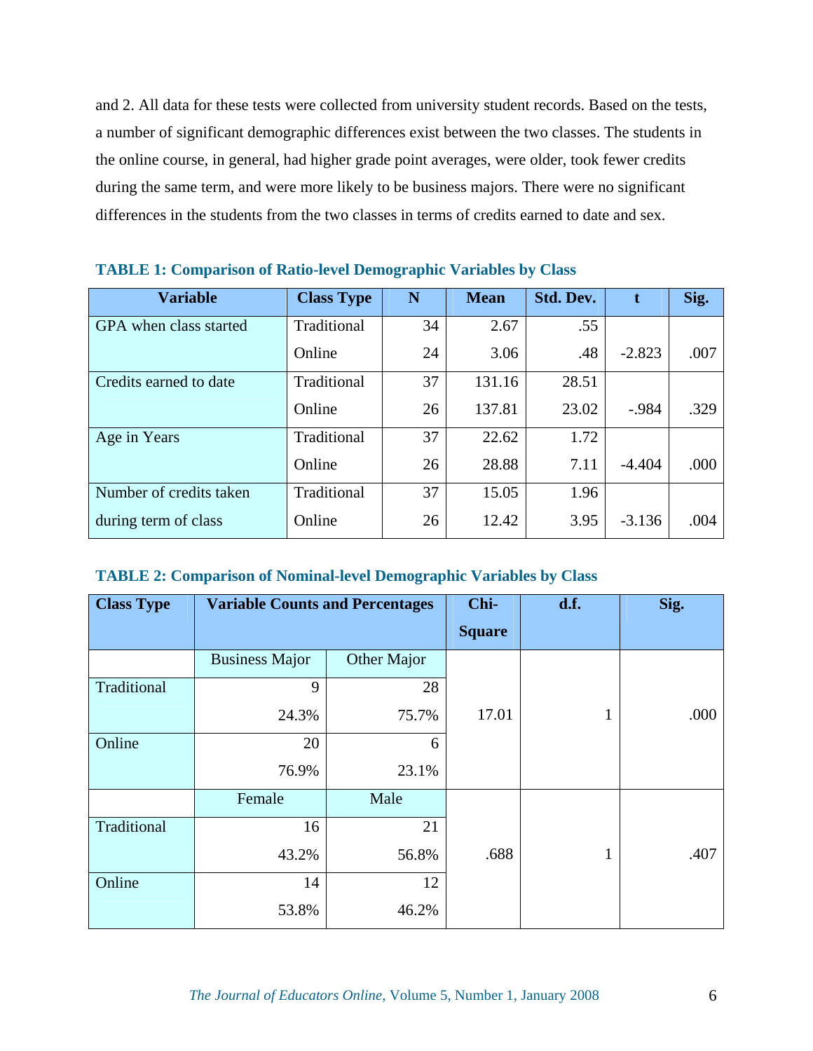and 2. All data for these tests were collected from university student records. Based on the tests, a number of significant demographic differences exist between the two classes. The students in the online course, in general, had higher grade point averages, were older, took fewer credits during the same term, and were more likely to be business majors. There were no significant differences in the students from the two classes in terms of credits earned to date and sex.

**TABLE 1: Comparison of Ratio-level Demographic Variables by Class**

| Variable | Class Type | N | Mean | Std. Dev. | t | Sig. |
|---|---|---|---|---|---|---|
| GPA when class started | Traditional | 34 | 2.67 | .55 | | |
| | Online | 24 | 3.06 | .48 | -2.823 | .007 |
| Credits earned to date | Traditional | 37 | 131.16 | 28.51 | | |
| | Online | 26 | 137.81 | 23.02 | -.984 | .329 |
| Age in Years | Traditional | 37 | 22.62 | 1.72 | | |
| | Online | 26 | 28.88 | 7.11 | -4.404 | .000 |
| Number of credits taken during term of class | Traditional | 37 | 15.05 | 1.96 | | |
| | Online | 26 | 12.42 | 3.95 | -3.136 | .004 |

**TABLE 2: Comparison of Nominal-level Demographic Variables by Class**

| Class Type | Variable Counts and Percentages | | Chi-Square | d.f. | Sig. |
|---|---|---|---|---|---|
| | Business Major | Other Major | 17.01 | 1 | .000 |
| Traditional | 9 | 28 | | | |
| | 24.3% | 75.7% | | | |
| Online | 20 | 6 | | | |
| | 76.9% | 23.1% | | | |
| | Female | Male | .688 | 1 | .407 |
| Traditional | 16 | 21 | | | |
| | 43.2% | 56.8% | | | |
| Online | 14 | 12 | | | |
| | 53.8% | 46.2% | | | |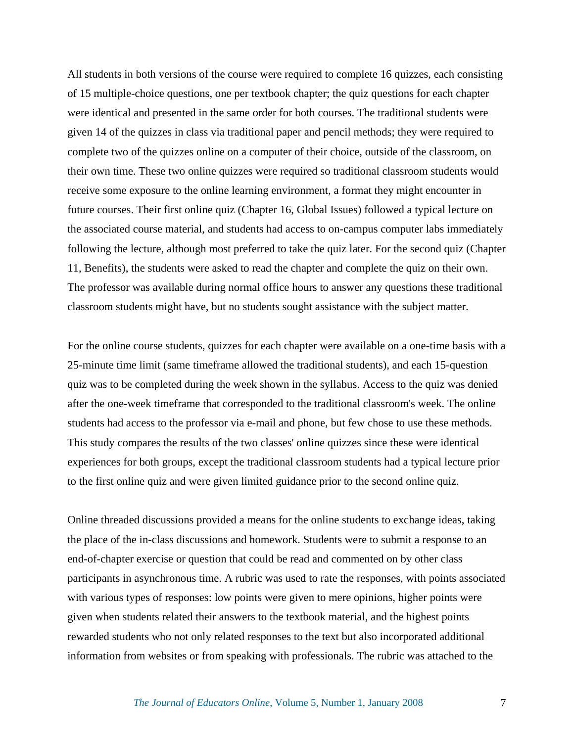All students in both versions of the course were required to complete 16 quizzes, each consisting of 15 multiple-choice questions, one per textbook chapter; the quiz questions for each chapter were identical and presented in the same order for both courses. The traditional students were given 14 of the quizzes in class via traditional paper and pencil methods; they were required to complete two of the quizzes online on a computer of their choice, outside of the classroom, on their own time. These two online quizzes were required so traditional classroom students would receive some exposure to the online learning environment, a format they might encounter in future courses. Their first online quiz (Chapter 16, Global Issues) followed a typical lecture on the associated course material, and students had access to on-campus computer labs immediately following the lecture, although most preferred to take the quiz later. For the second quiz (Chapter 11, Benefits), the students were asked to read the chapter and complete the quiz on their own. The professor was available during normal office hours to answer any questions these traditional classroom students might have, but no students sought assistance with the subject matter.

For the online course students, quizzes for each chapter were available on a one-time basis with a 25-minute time limit (same timeframe allowed the traditional students), and each 15-question quiz was to be completed during the week shown in the syllabus. Access to the quiz was denied after the one-week timeframe that corresponded to the traditional classroom's week. The online students had access to the professor via e-mail and phone, but few chose to use these methods. This study compares the results of the two classes' online quizzes since these were identical experiences for both groups, except the traditional classroom students had a typical lecture prior to the first online quiz and were given limited guidance prior to the second online quiz.

Online threaded discussions provided a means for the online students to exchange ideas, taking the place of the in-class discussions and homework. Students were to submit a response to an end-of-chapter exercise or question that could be read and commented on by other class participants in asynchronous time. A rubric was used to rate the responses, with points associated with various types of responses: low points were given to mere opinions, higher points were given when students related their answers to the textbook material, and the highest points rewarded students who not only related responses to the text but also incorporated additional information from websites or from speaking with professionals. The rubric was attached to the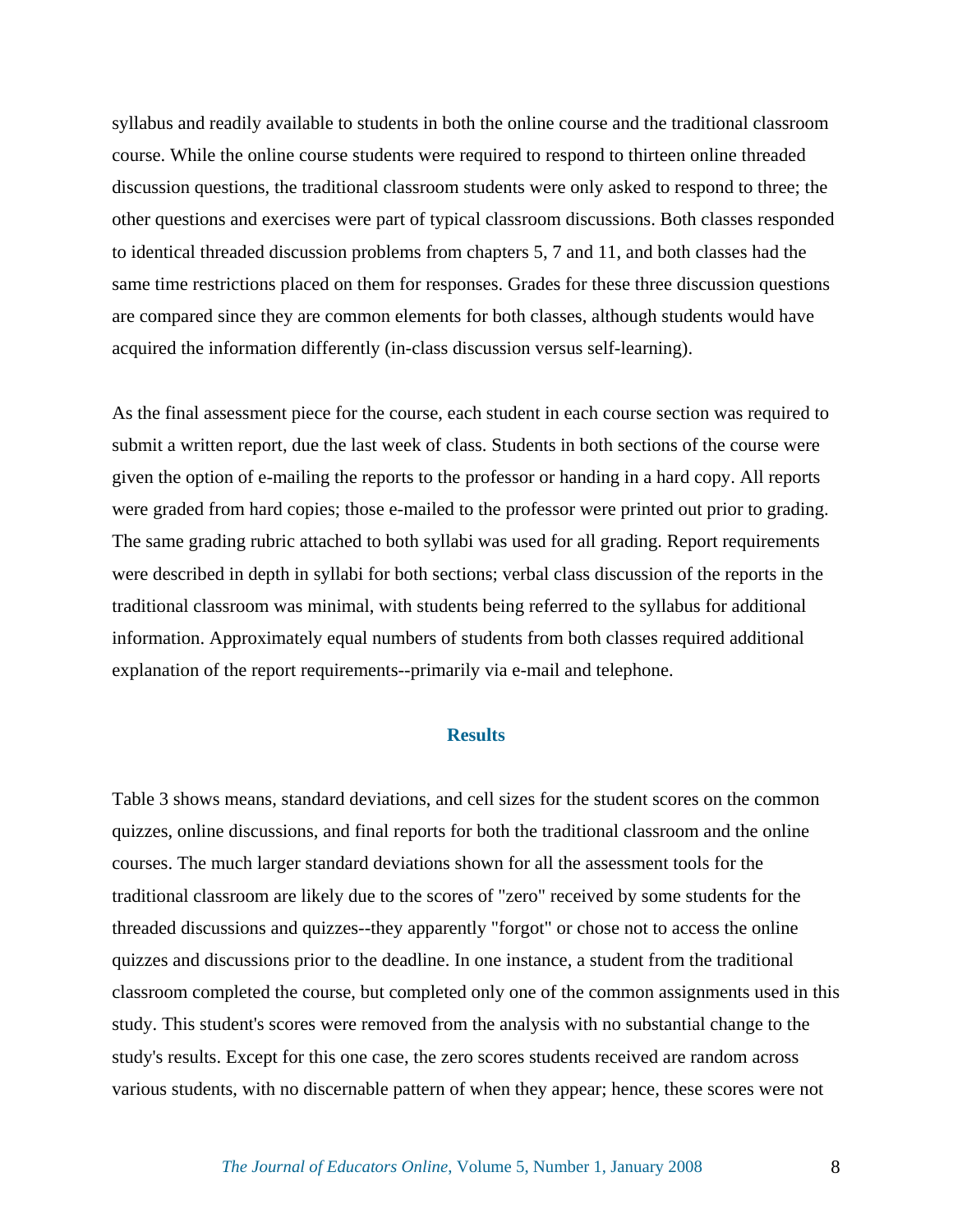syllabus and readily available to students in both the online course and the traditional classroom course. While the online course students were required to respond to thirteen online threaded discussion questions, the traditional classroom students were only asked to respond to three; the other questions and exercises were part of typical classroom discussions. Both classes responded to identical threaded discussion problems from chapters 5, 7 and 11, and both classes had the same time restrictions placed on them for responses. Grades for these three discussion questions are compared since they are common elements for both classes, although students would have acquired the information differently (in-class discussion versus self-learning).

As the final assessment piece for the course, each student in each course section was required to submit a written report, due the last week of class. Students in both sections of the course were given the option of e-mailing the reports to the professor or handing in a hard copy. All reports were graded from hard copies; those e-mailed to the professor were printed out prior to grading. The same grading rubric attached to both syllabi was used for all grading. Report requirements were described in depth in syllabi for both sections; verbal class discussion of the reports in the traditional classroom was minimal, with students being referred to the syllabus for additional information. Approximately equal numbers of students from both classes required additional explanation of the report requirements--primarily via e-mail and telephone.

## Results

Table 3 shows means, standard deviations, and cell sizes for the student scores on the common quizzes, online discussions, and final reports for both the traditional classroom and the online courses. The much larger standard deviations shown for all the assessment tools for the traditional classroom are likely due to the scores of "zero" received by some students for the threaded discussions and quizzes--they apparently "forgot" or chose not to access the online quizzes and discussions prior to the deadline. In one instance, a student from the traditional classroom completed the course, but completed only one of the common assignments used in this study. This student's scores were removed from the analysis with no substantial change to the study's results. Except for this one case, the zero scores students received are random across various students, with no discernable pattern of when they appear; hence, these scores were not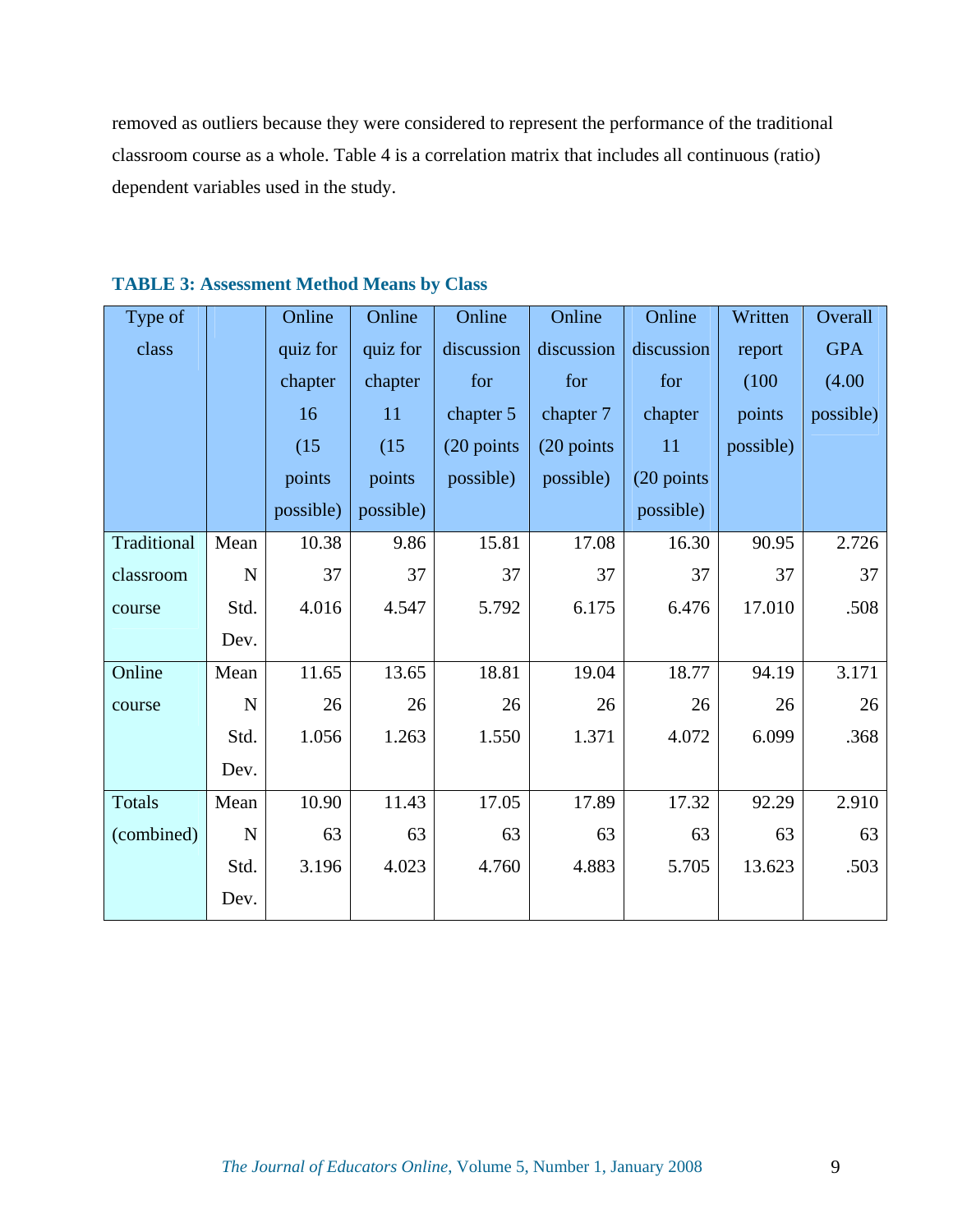removed as outliers because they were considered to represent the performance of the traditional classroom course as a whole. Table 4 is a correlation matrix that includes all continuous (ratio) dependent variables used in the study.

**TABLE 3: Assessment Method Means by Class**

| Type of class | | Online quiz for chapter 16 (15 points possible) | Online quiz for chapter 11 (15 points possible) | Online discussion for chapter 5 (20 points possible) | Online discussion for chapter 7 (20 points possible) | Online discussion for chapter 11 (20 points possible) | Written report (100 points possible) | Overall GPA (4.00 possible) |
|---|---|---|---|---|---|---|---|---|
| Traditional classroom course | Mean | 10.38 | 9.86 | 15.81 | 17.08 | 16.30 | 90.95 | 2.726 |
| | N | 37 | 37 | 37 | 37 | 37 | 37 | 37 |
| | Std. Dev. | 4.016 | 4.547 | 5.792 | 6.175 | 6.476 | 17.010 | .508 |
| Online course | Mean | 11.65 | 13.65 | 18.81 | 19.04 | 18.77 | 94.19 | 3.171 |
| | N | 26 | 26 | 26 | 26 | 26 | 26 | 26 |
| | Std. Dev. | 1.056 | 1.263 | 1.550 | 1.371 | 4.072 | 6.099 | .368 |
| Totals (combined) | Mean | 10.90 | 11.43 | 17.05 | 17.89 | 17.32 | 92.29 | 2.910 |
| | N | 63 | 63 | 63 | 63 | 63 | 63 | 63 |
| | Std. Dev. | 3.196 | 4.023 | 4.760 | 4.883 | 5.705 | 13.623 | .503 |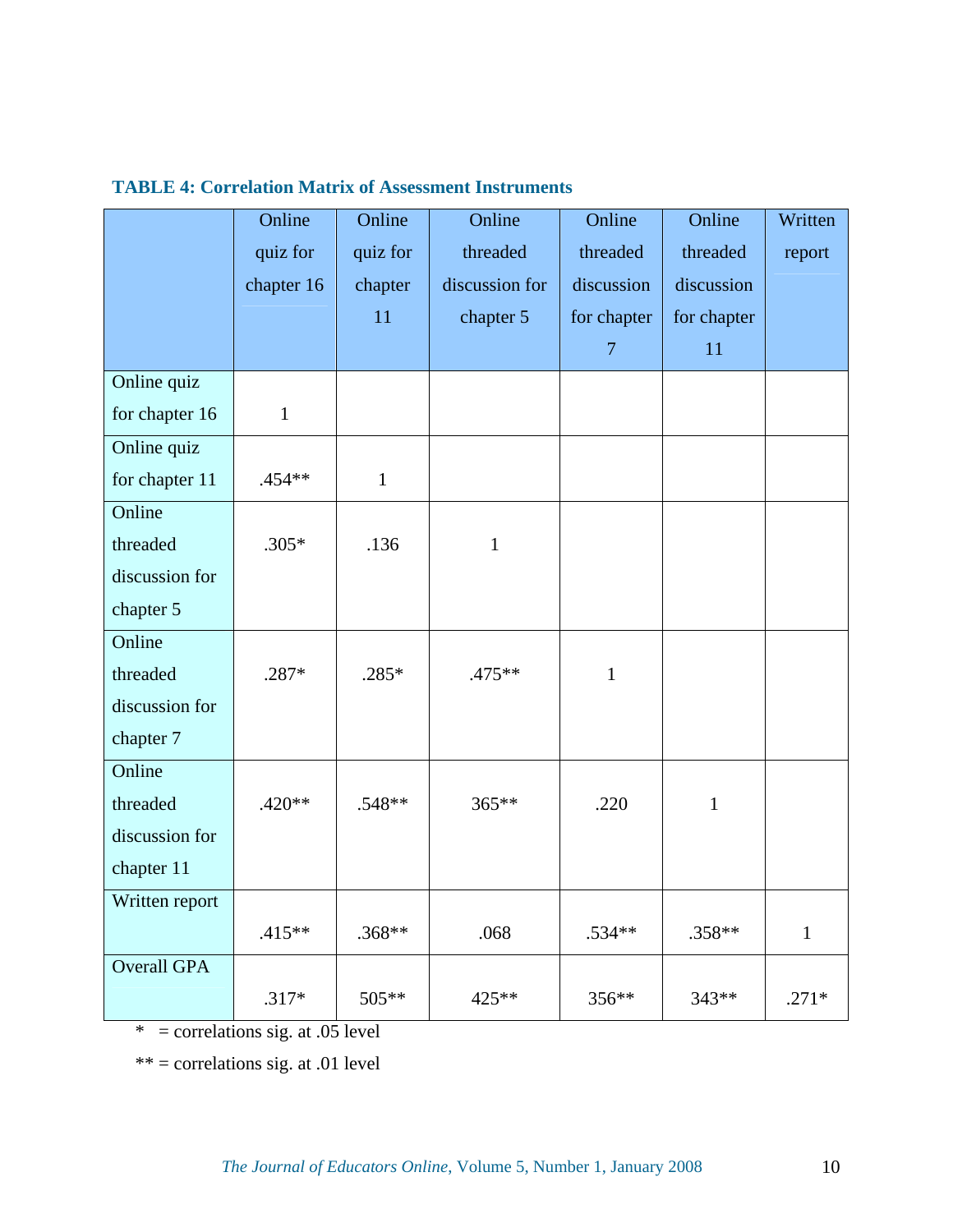**TABLE 4: Correlation Matrix of Assessment Instruments**

| | Online quiz for chapter 16 | Online quiz for chapter 11 | Online threaded discussion for chapter 5 | Online threaded discussion for chapter 7 | Online threaded discussion for chapter 11 | Written report |
|---|---|---|---|---|---|---|
| Online quiz for chapter 16 | 1 | | | | | |
| Online quiz for chapter 11 | .454** | 1 | | | | |
| Online threaded discussion for chapter 5 | .305* | .136 | 1 | | | |
| Online threaded discussion for chapter 7 | .287* | .285* | .475** | 1 | | |
| Online threaded discussion for chapter 11 | .420** | .548** | 365** | .220 | 1 | |
| Written report | .415** | .368** | .068 | .534** | .358** | 1 |
| Overall GPA | .317* | 505** | 425** | 356** | 343** | .271* |

* = correlations sig. at .05 level

** = correlations sig. at .01 level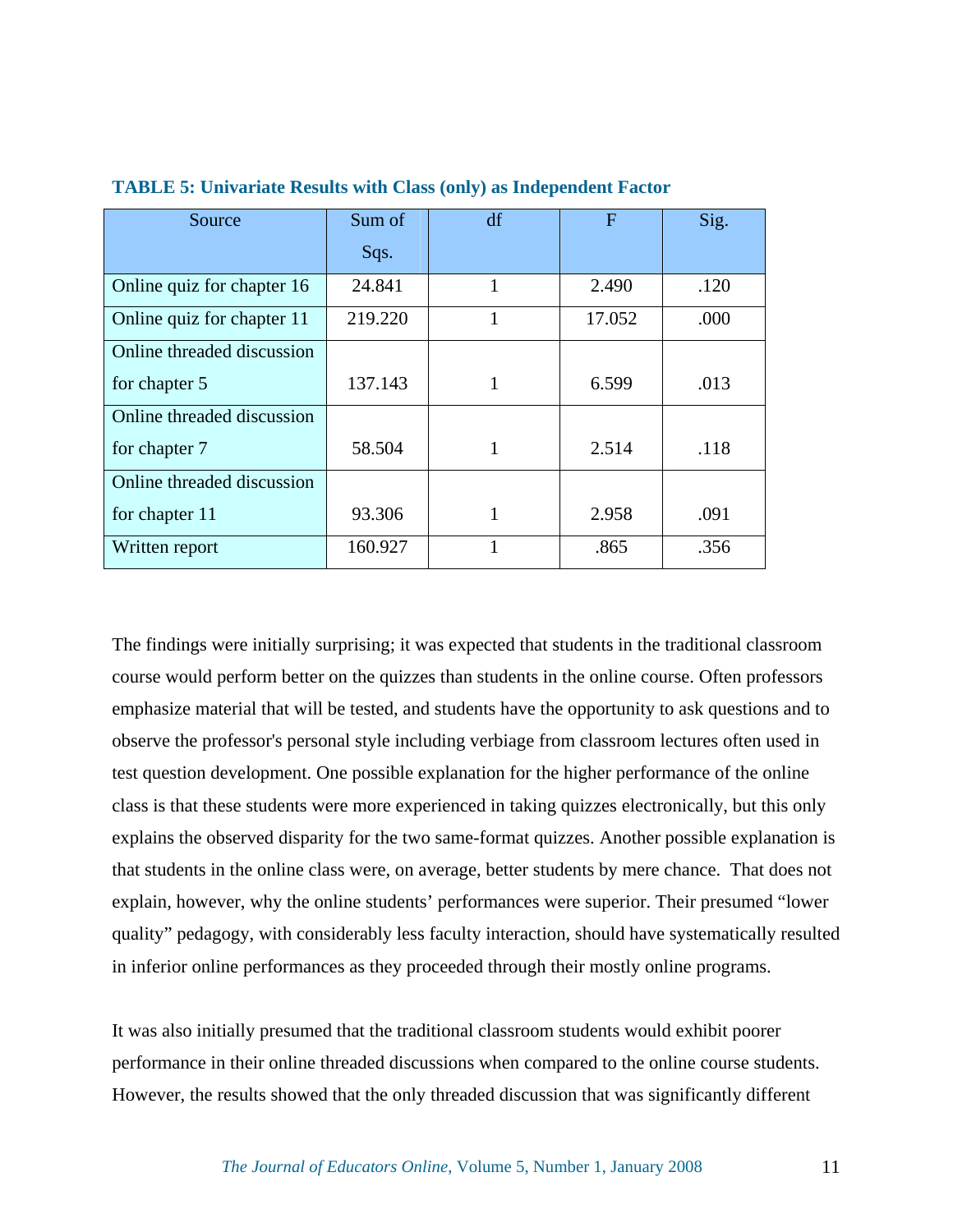**TABLE 5: Univariate Results with Class (only) as Independent Factor**

| Source | Sum of Sqs. | df | F | Sig. |
|---|---|---|---|---|
| Online quiz for chapter 16 | 24.841 | 1 | 2.490 | .120 |
| Online quiz for chapter 11 | 219.220 | 1 | 17.052 | .000 |
| Online threaded discussion for chapter 5 | 137.143 | 1 | 6.599 | .013 |
| Online threaded discussion for chapter 7 | 58.504 | 1 | 2.514 | .118 |
| Online threaded discussion for chapter 11 | 93.306 | 1 | 2.958 | .091 |
| Written report | 160.927 | 1 | .865 | .356 |

The findings were initially surprising; it was expected that students in the traditional classroom course would perform better on the quizzes than students in the online course. Often professors emphasize material that will be tested, and students have the opportunity to ask questions and to observe the professor's personal style including verbiage from classroom lectures often used in test question development. One possible explanation for the higher performance of the online class is that these students were more experienced in taking quizzes electronically, but this only explains the observed disparity for the two same-format quizzes. Another possible explanation is that students in the online class were, on average, better students by mere chance. That does not explain, however, why the online students' performances were superior. Their presumed "lower quality" pedagogy, with considerably less faculty interaction, should have systematically resulted in inferior online performances as they proceeded through their mostly online programs.

It was also initially presumed that the traditional classroom students would exhibit poorer performance in their online threaded discussions when compared to the online course students. However, the results showed that the only threaded discussion that was significantly different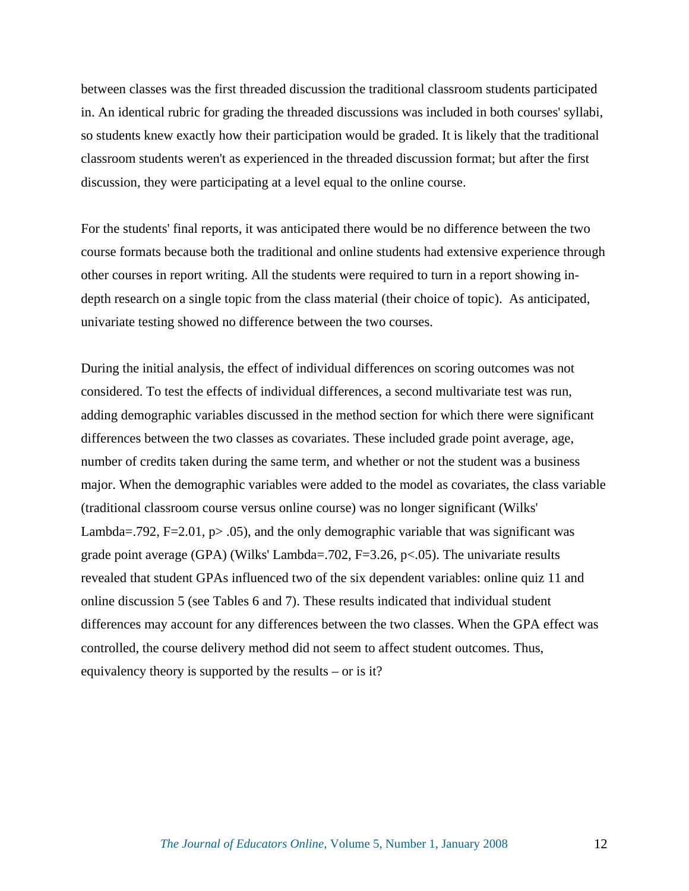between classes was the first threaded discussion the traditional classroom students participated in. An identical rubric for grading the threaded discussions was included in both courses' syllabi, so students knew exactly how their participation would be graded. It is likely that the traditional classroom students weren't as experienced in the threaded discussion format; but after the first discussion, they were participating at a level equal to the online course.

For the students' final reports, it was anticipated there would be no difference between the two course formats because both the traditional and online students had extensive experience through other courses in report writing. All the students were required to turn in a report showing in-depth research on a single topic from the class material (their choice of topic). As anticipated, univariate testing showed no difference between the two courses.

During the initial analysis, the effect of individual differences on scoring outcomes was not considered. To test the effects of individual differences, a second multivariate test was run, adding demographic variables discussed in the method section for which there were significant differences between the two classes as covariates. These included grade point average, age, number of credits taken during the same term, and whether or not the student was a business major. When the demographic variables were added to the model as covariates, the class variable (traditional classroom course versus online course) was no longer significant (Wilks' Lambda=.792, F=2.01, $p > .05$), and the only demographic variable that was significant was grade point average (GPA) (Wilks' Lambda=.702, F=3.26, $p < .05$). The univariate results revealed that student GPAs influenced two of the six dependent variables: online quiz 11 and online discussion 5 (see Tables 6 and 7). These results indicated that individual student differences may account for any differences between the two classes. When the GPA effect was controlled, the course delivery method did not seem to affect student outcomes. Thus, equivalency theory is supported by the results – or is it?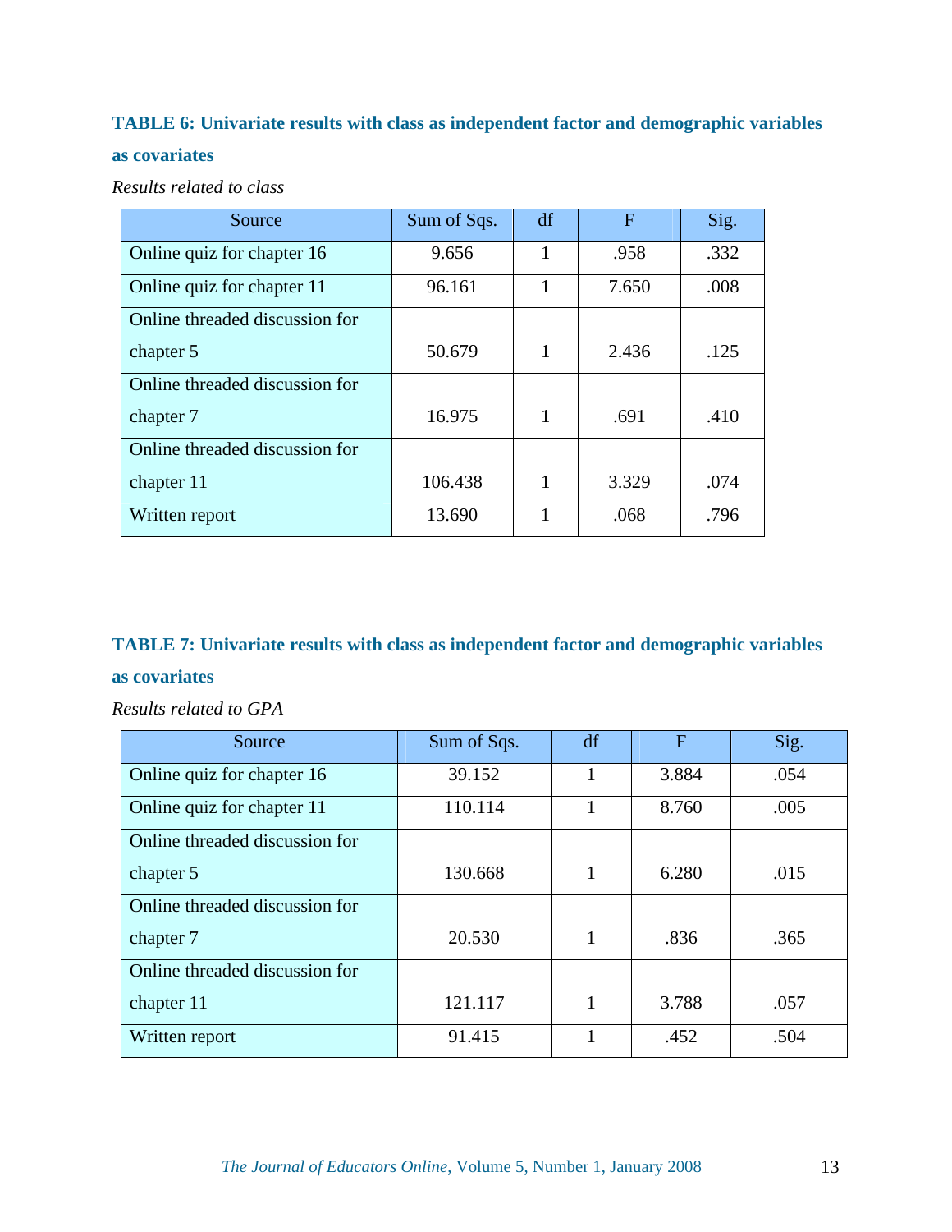**TABLE 6: Univariate results with class as independent factor and demographic variables as covariates**

*Results related to class*

| Source | Sum of Sqs. | df | F | Sig. |
|---|---|---|---|---|
| Online quiz for chapter 16 | 9.656 | 1 | .958 | .332 |
| Online quiz for chapter 11 | 96.161 | 1 | 7.650 | .008 |
| Online threaded discussion for chapter 5 | 50.679 | 1 | 2.436 | .125 |
| Online threaded discussion for chapter 7 | 16.975 | 1 | .691 | .410 |
| Online threaded discussion for chapter 11 | 106.438 | 1 | 3.329 | .074 |
| Written report | 13.690 | 1 | .068 | .796 |

**TABLE 7: Univariate results with class as independent factor and demographic variables as covariates**

*Results related to GPA*

| Source | Sum of Sqs. | df | F | Sig. |
|---|---|---|---|---|
| Online quiz for chapter 16 | 39.152 | 1 | 3.884 | .054 |
| Online quiz for chapter 11 | 110.114 | 1 | 8.760 | .005 |
| Online threaded discussion for chapter 5 | 130.668 | 1 | 6.280 | .015 |
| Online threaded discussion for chapter 7 | 20.530 | 1 | .836 | .365 |
| Online threaded discussion for chapter 11 | 121.117 | 1 | 3.788 | .057 |
| Written report | 91.415 | 1 | .452 | .504 |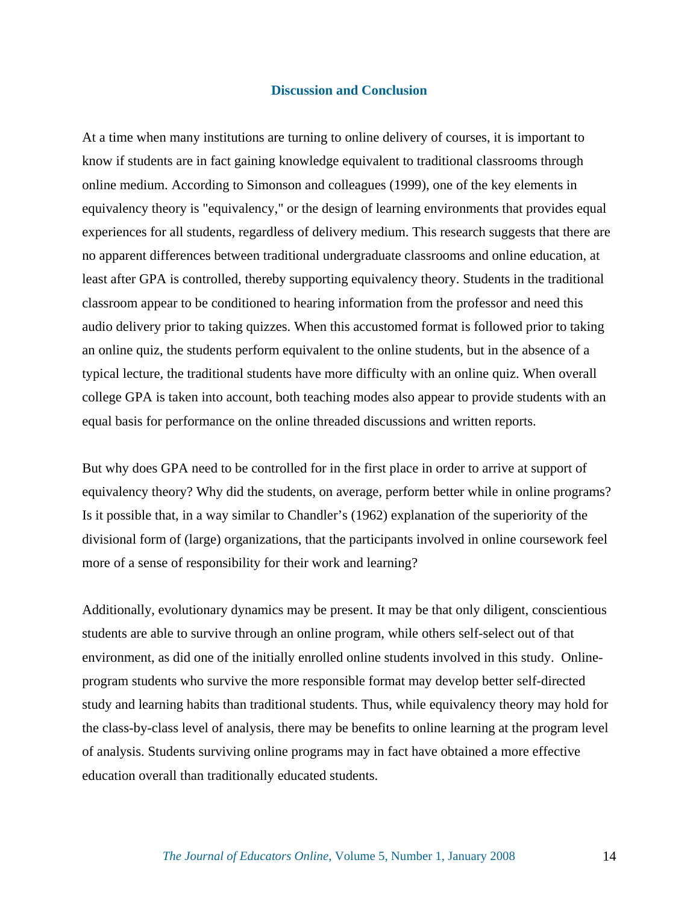## Discussion and Conclusion

At a time when many institutions are turning to online delivery of courses, it is important to know if students are in fact gaining knowledge equivalent to traditional classrooms through online medium. According to Simonson and colleagues (1999), one of the key elements in equivalency theory is "equivalency," or the design of learning environments that provides equal experiences for all students, regardless of delivery medium. This research suggests that there are no apparent differences between traditional undergraduate classrooms and online education, at least after GPA is controlled, thereby supporting equivalency theory. Students in the traditional classroom appear to be conditioned to hearing information from the professor and need this audio delivery prior to taking quizzes. When this accustomed format is followed prior to taking an online quiz, the students perform equivalent to the online students, but in the absence of a typical lecture, the traditional students have more difficulty with an online quiz. When overall college GPA is taken into account, both teaching modes also appear to provide students with an equal basis for performance on the online threaded discussions and written reports.

But why does GPA need to be controlled for in the first place in order to arrive at support of equivalency theory? Why did the students, on average, perform better while in online programs? Is it possible that, in a way similar to Chandler's (1962) explanation of the superiority of the divisional form of (large) organizations, that the participants involved in online coursework feel more of a sense of responsibility for their work and learning?

Additionally, evolutionary dynamics may be present. It may be that only diligent, conscientious students are able to survive through an online program, while others self-select out of that environment, as did one of the initially enrolled online students involved in this study. Online-program students who survive the more responsible format may develop better self-directed study and learning habits than traditional students. Thus, while equivalency theory may hold for the class-by-class level of analysis, there may be benefits to online learning at the program level of analysis. Students surviving online programs may in fact have obtained a more effective education overall than traditionally educated students.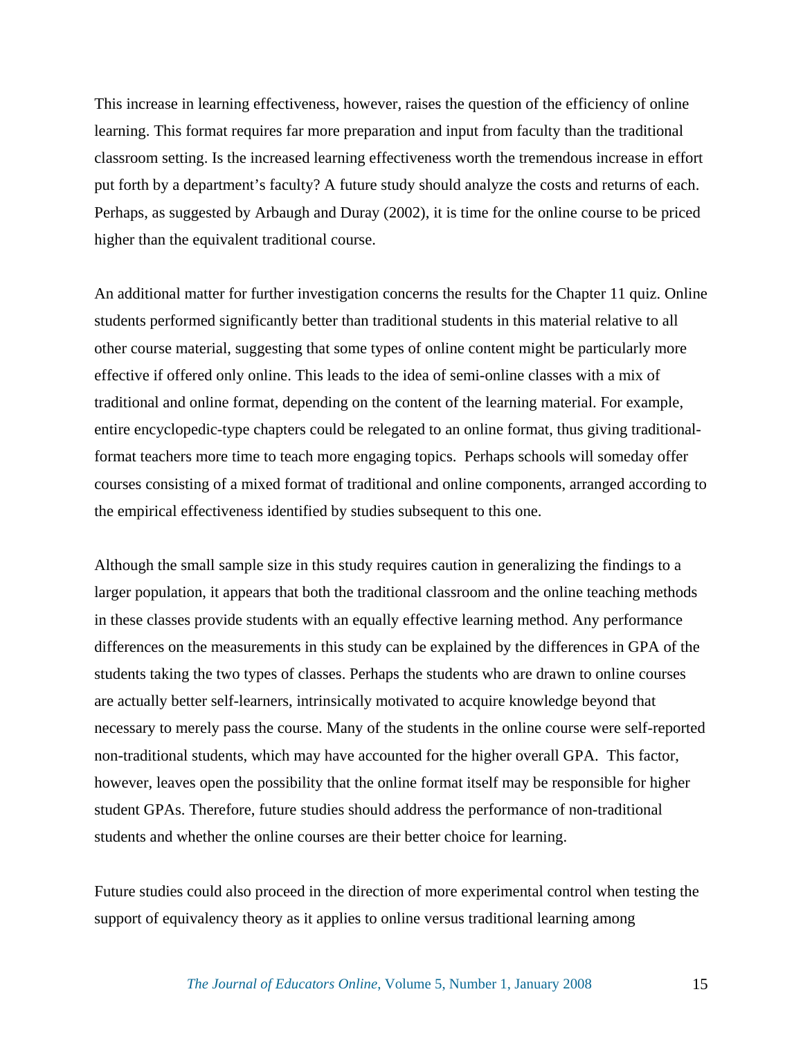This increase in learning effectiveness, however, raises the question of the efficiency of online learning. This format requires far more preparation and input from faculty than the traditional classroom setting. Is the increased learning effectiveness worth the tremendous increase in effort put forth by a department's faculty? A future study should analyze the costs and returns of each. Perhaps, as suggested by Arbaugh and Duray (2002), it is time for the online course to be priced higher than the equivalent traditional course.

An additional matter for further investigation concerns the results for the Chapter 11 quiz. Online students performed significantly better than traditional students in this material relative to all other course material, suggesting that some types of online content might be particularly more effective if offered only online. This leads to the idea of semi-online classes with a mix of traditional and online format, depending on the content of the learning material. For example, entire encyclopedic-type chapters could be relegated to an online format, thus giving traditional-format teachers more time to teach more engaging topics. Perhaps schools will someday offer courses consisting of a mixed format of traditional and online components, arranged according to the empirical effectiveness identified by studies subsequent to this one.

Although the small sample size in this study requires caution in generalizing the findings to a larger population, it appears that both the traditional classroom and the online teaching methods in these classes provide students with an equally effective learning method. Any performance differences on the measurements in this study can be explained by the differences in GPA of the students taking the two types of classes. Perhaps the students who are drawn to online courses are actually better self-learners, intrinsically motivated to acquire knowledge beyond that necessary to merely pass the course. Many of the students in the online course were self-reported non-traditional students, which may have accounted for the higher overall GPA. This factor, however, leaves open the possibility that the online format itself may be responsible for higher student GPAs. Therefore, future studies should address the performance of non-traditional students and whether the online courses are their better choice for learning.

Future studies could also proceed in the direction of more experimental control when testing the support of equivalency theory as it applies to online versus traditional learning among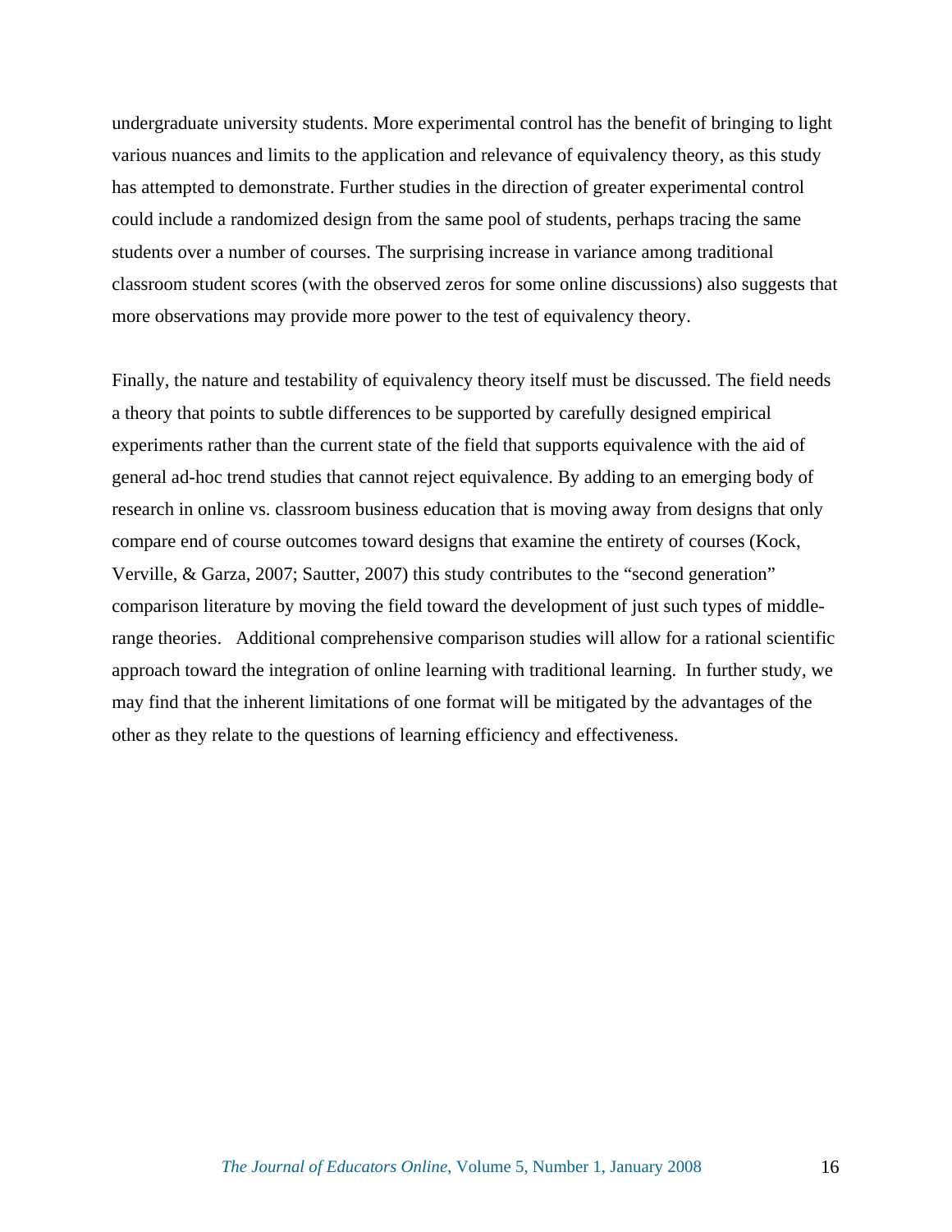undergraduate university students. More experimental control has the benefit of bringing to light various nuances and limits to the application and relevance of equivalency theory, as this study has attempted to demonstrate. Further studies in the direction of greater experimental control could include a randomized design from the same pool of students, perhaps tracing the same students over a number of courses. The surprising increase in variance among traditional classroom student scores (with the observed zeros for some online discussions) also suggests that more observations may provide more power to the test of equivalency theory.

Finally, the nature and testability of equivalency theory itself must be discussed. The field needs a theory that points to subtle differences to be supported by carefully designed empirical experiments rather than the current state of the field that supports equivalence with the aid of general ad-hoc trend studies that cannot reject equivalence. By adding to an emerging body of research in online vs. classroom business education that is moving away from designs that only compare end of course outcomes toward designs that examine the entirety of courses (Kock, Verville, & Garza, 2007; Sautter, 2007) this study contributes to the "second generation" comparison literature by moving the field toward the development of just such types of middle-range theories. Additional comprehensive comparison studies will allow for a rational scientific approach toward the integration of online learning with traditional learning. In further study, we may find that the inherent limitations of one format will be mitigated by the advantages of the other as they relate to the questions of learning efficiency and effectiveness.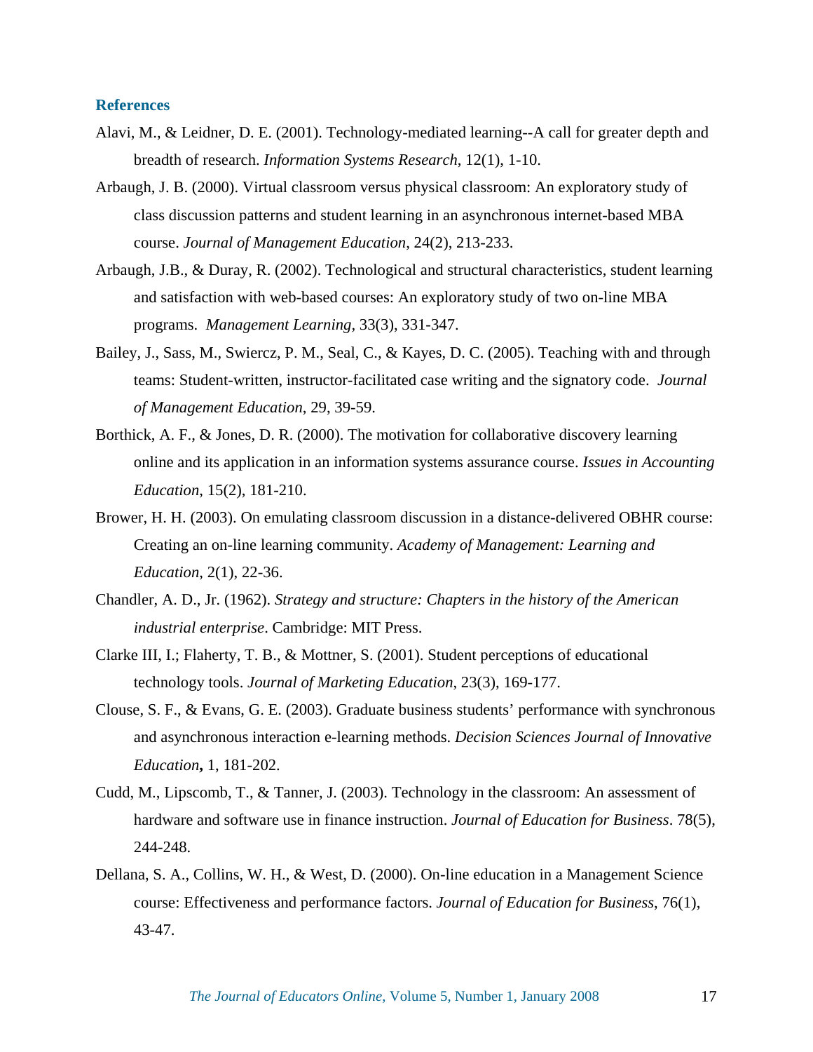## References

Alavi, M., & Leidner, D. E. (2001). Technology-mediated learning--A call for greater depth and breadth of research. *Information Systems Research*, 12(1), 1-10.

Arbaugh, J. B. (2000). Virtual classroom versus physical classroom: An exploratory study of class discussion patterns and student learning in an asynchronous internet-based MBA course. *Journal of Management Education*, 24(2), 213-233.

Arbaugh, J.B., & Duray, R. (2002). Technological and structural characteristics, student learning and satisfaction with web-based courses: An exploratory study of two on-line MBA programs. *Management Learning,* 33(3), 331-347.

Bailey, J., Sass, M., Swiercz, P. M., Seal, C., & Kayes, D. C. (2005). Teaching with and through teams: Student-written, instructor-facilitated case writing and the signatory code. *Journal of Management Education*, 29, 39-59.

Borthick, A. F., & Jones, D. R. (2000). The motivation for collaborative discovery learning online and its application in an information systems assurance course. *Issues in Accounting Education*, 15(2), 181-210.

Brower, H. H. (2003). On emulating classroom discussion in a distance-delivered OBHR course: Creating an on-line learning community. *Academy of Management: Learning and Education*, 2(1), 22-36.

Chandler, A. D., Jr. (1962). *Strategy and structure: Chapters in the history of the American industrial enterprise*. Cambridge: MIT Press.

Clarke III, I.; Flaherty, T. B., & Mottner, S. (2001). Student perceptions of educational technology tools. *Journal of Marketing Education*, 23(3), 169-177.

Clouse, S. F., & Evans, G. E. (2003). Graduate business students' performance with synchronous and asynchronous interaction e-learning methods. *Decision Sciences Journal of Innovative Education***,** 1, 181-202.

Cudd, M., Lipscomb, T., & Tanner, J. (2003). Technology in the classroom: An assessment of hardware and software use in finance instruction. *Journal of Education for Business*. 78(5), 244-248.

Dellana, S. A., Collins, W. H., & West, D. (2000). On-line education in a Management Science course: Effectiveness and performance factors. *Journal of Education for Business*, 76(1), 43-47.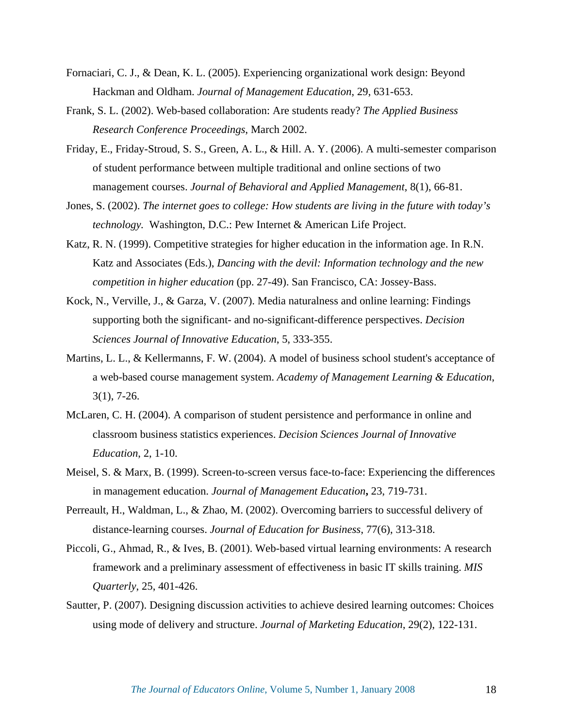Fornaciari, C. J., & Dean, K. L. (2005). Experiencing organizational work design: Beyond Hackman and Oldham. *Journal of Management Education*, 29, 631-653.

Frank, S. L. (2002). Web-based collaboration: Are students ready? *The Applied Business Research Conference Proceedings*, March 2002.

Friday, E., Friday-Stroud, S. S., Green, A. L., & Hill. A. Y. (2006). A multi-semester comparison of student performance between multiple traditional and online sections of two management courses. *Journal of Behavioral and Applied Management*, 8(1), 66-81.

Jones, S. (2002). *The internet goes to college: How students are living in the future with today's technology.* Washington, D.C.: Pew Internet & American Life Project.

Katz, R. N. (1999). Competitive strategies for higher education in the information age. In R.N. Katz and Associates (Eds.), *Dancing with the devil: Information technology and the new competition in higher education* (pp. 27-49). San Francisco, CA: Jossey-Bass.

Kock, N., Verville, J., & Garza, V. (2007). Media naturalness and online learning: Findings supporting both the significant- and no-significant-difference perspectives. *Decision Sciences Journal of Innovative Education*, 5, 333-355.

Martins, L. L., & Kellermanns, F. W. (2004). A model of business school student's acceptance of a web-based course management system. *Academy of Management Learning & Education*, 3(1), 7-26.

McLaren, C. H. (2004). A comparison of student persistence and performance in online and classroom business statistics experiences. *Decision Sciences Journal of Innovative Education*, 2, 1-10.

Meisel, S. & Marx, B. (1999). Screen-to-screen versus face-to-face: Experiencing the differences in management education. *Journal of Management Education*, 23, 719-731.

Perreault, H., Waldman, L., & Zhao, M. (2002). Overcoming barriers to successful delivery of distance-learning courses. *Journal of Education for Business*, 77(6), 313-318.

Piccoli, G., Ahmad, R., & Ives, B. (2001). Web-based virtual learning environments: A research framework and a preliminary assessment of effectiveness in basic IT skills training. *MIS Quarterly*, 25, 401-426.

Sautter, P. (2007). Designing discussion activities to achieve desired learning outcomes: Choices using mode of delivery and structure. *Journal of Marketing Education*, 29(2), 122-131.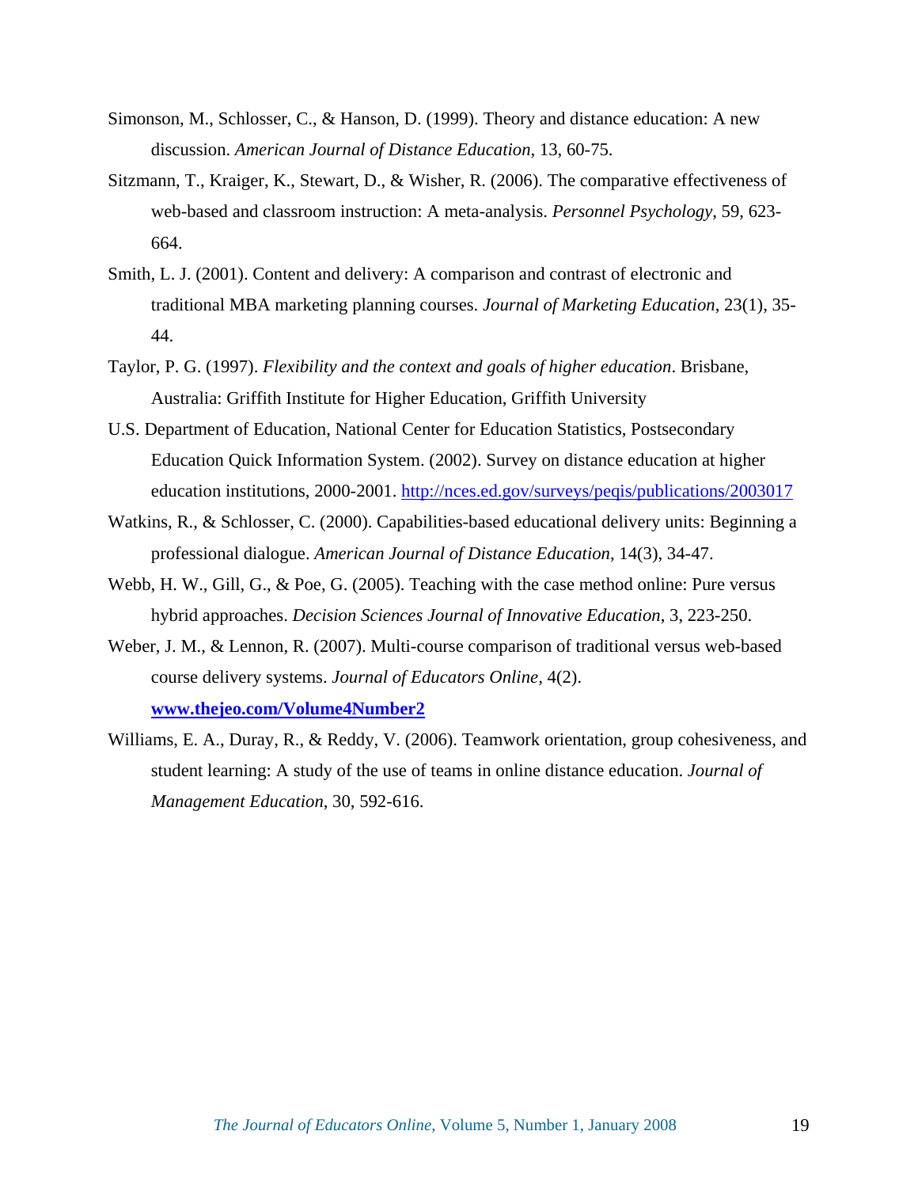Simonson, M., Schlosser, C., & Hanson, D. (1999). Theory and distance education: A new discussion. *American Journal of Distance Education*, 13, 60-75.

Sitzmann, T., Kraiger, K., Stewart, D., & Wisher, R. (2006). The comparative effectiveness of web-based and classroom instruction: A meta-analysis. *Personnel Psychology*, 59, 623-664.

Smith, L. J. (2001). Content and delivery: A comparison and contrast of electronic and traditional MBA marketing planning courses. *Journal of Marketing Education*, 23(1), 35-44.

Taylor, P. G. (1997). *Flexibility and the context and goals of higher education*. Brisbane, Australia: Griffith Institute for Higher Education, Griffith University

U.S. Department of Education, National Center for Education Statistics, Postsecondary Education Quick Information System. (2002). Survey on distance education at higher education institutions, 2000-2001. http://nces.ed.gov/surveys/peqis/publications/2003017

Watkins, R., & Schlosser, C. (2000). Capabilities-based educational delivery units: Beginning a professional dialogue. *American Journal of Distance Education*, 14(3), 34-47.

Webb, H. W., Gill, G., & Poe, G. (2005). Teaching with the case method online: Pure versus hybrid approaches. *Decision Sciences Journal of Innovative Education*, 3, 223-250.

Weber, J. M., & Lennon, R. (2007). Multi-course comparison of traditional versus web-based course delivery systems. *Journal of Educators Online*, 4(2). **www.thejeo.com/Volume4Number2**

Williams, E. A., Duray, R., & Reddy, V. (2006). Teamwork orientation, group cohesiveness, and student learning: A study of the use of teams in online distance education. *Journal of Management Education*, 30, 592-616.